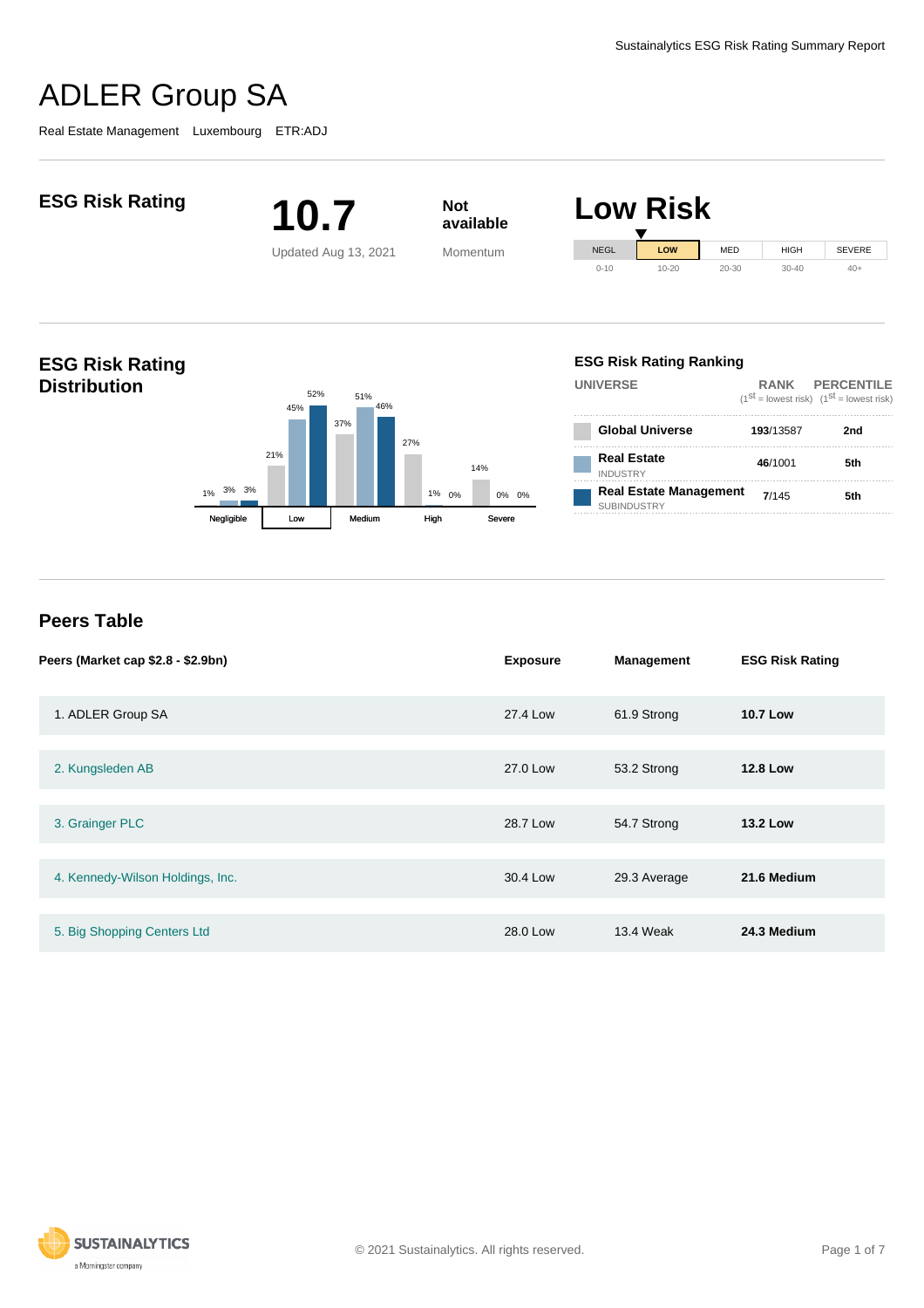# ADLER Group SA

Real Estate Management Luxembourg ETR:ADJ

## ESG Risk Rating

**10.7**

Updated Aug 13, 2021

**Not available**

Momentum

## Low Risk

| NEGL | LOW | MED | HIGH | SEVERE |
|---|---|---|---|---|
| 0-10 | 10-20 | 20-30 | 30-40 | 40+ |

## ESG Risk Rating Distribution

| | Negligible | Low | Medium | High | Severe |
|---|---|---|---|---|---|
| Global Universe | 1% | 21% | 37% | 27% | 14% |
| Real Estate | 3% | 45% | 51% | 1% | 0% |
| Real Estate Management | 3% | 52% | 46% | 0% | 0% |

### ESG Risk Rating Ranking

| UNIVERSE | RANK (1st = lowest risk) | PERCENTILE (1st = lowest risk) |
|---|---|---|
| Global Universe | 193/13587 | 2nd |
| Real Estate INDUSTRY | 46/1001 | 5th |
| Real Estate Management SUBINDUSTRY | 7/145 | 5th |

## Peers Table

| Peers (Market cap $2.8 - $2.9bn) | Exposure | Management | ESG Risk Rating |
|---|---|---|---|
| 1. ADLER Group SA | 27.4 Low | 61.9 Strong | **10.7 Low** |
| 2. Kungsleden AB | 27.0 Low | 53.2 Strong | **12.8 Low** |
| 3. Grainger PLC | 28.7 Low | 54.7 Strong | **13.2 Low** |
| 4. Kennedy-Wilson Holdings, Inc. | 30.4 Low | 29.3 Average | **21.6 Medium** |
| 5. Big Shopping Centers Ltd | 28.0 Low | 13.4 Weak | **24.3 Medium** |

© 2021 Sustainalytics. All rights reserved.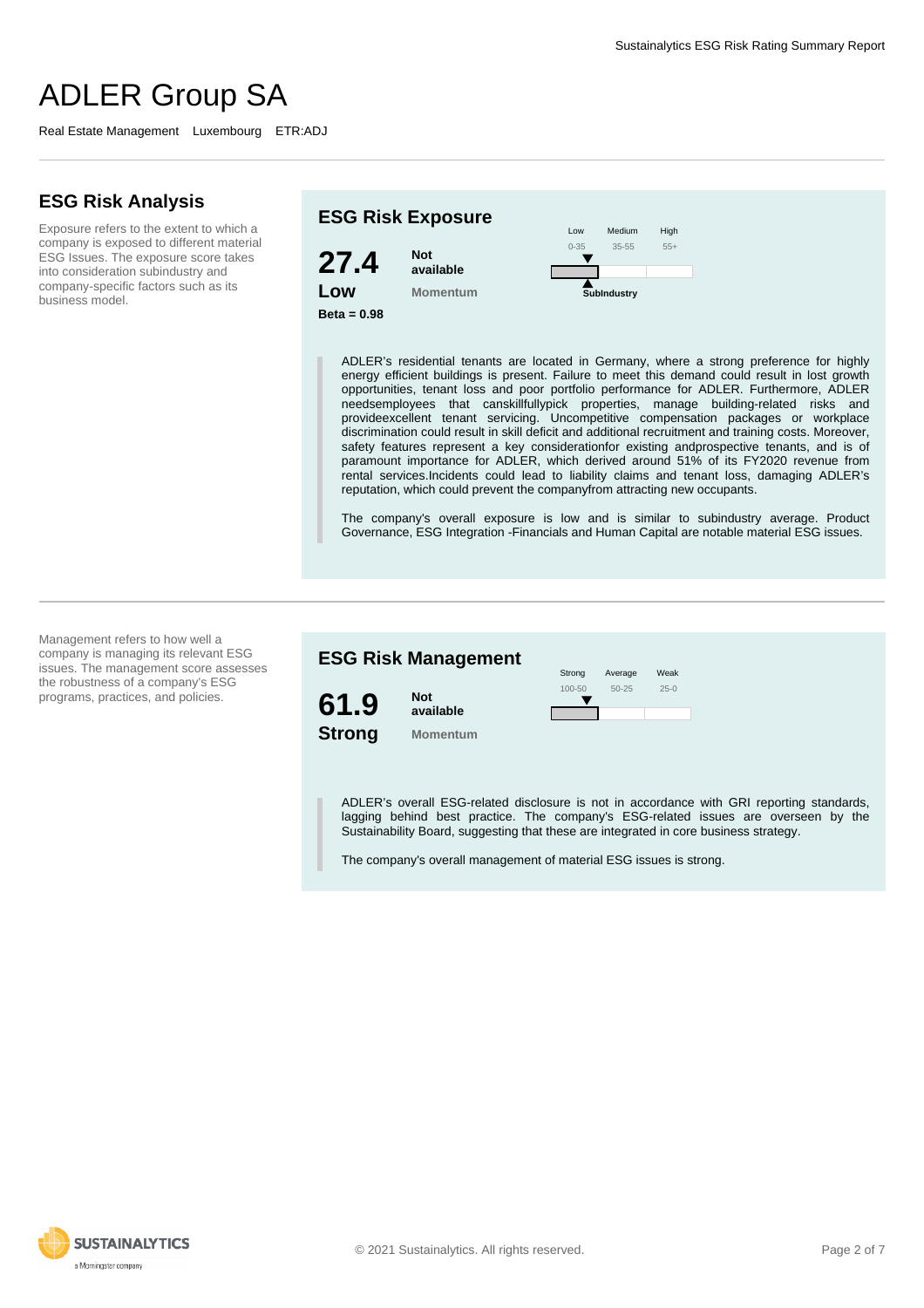# ADLER Group SA

Real Estate Management   Luxembourg   ETR:ADJ

## ESG Risk Analysis

Exposure refers to the extent to which a company is exposed to different material ESG Issues. The exposure score takes into consideration subindustry and company-specific factors such as its business model.

### ESG Risk Exposure

**27.4**
**Low**
**Beta = 0.98**

**Not available**
**Momentum**

| Low | Medium | High |
|---|---|---|
| 0-35 | 35-55 | 55+ |

**SubIndustry**

ADLER's residential tenants are located in Germany, where a strong preference for highly energy efficient buildings is present. Failure to meet this demand could result in lost growth opportunities, tenant loss and poor portfolio performance for ADLER. Furthermore, ADLER needsemployees that canskillfullypick properties, manage building-related risks and provideexcellent tenant servicing. Uncompetitive compensation packages or workplace discrimination could result in skill deficit and additional recruitment and training costs. Moreover, safety features represent a key considerationfor existing andprospective tenants, and is of paramount importance for ADLER, which derived around 51% of its FY2020 revenue from rental services.Incidents could lead to liability claims and tenant loss, damaging ADLER's reputation, which could prevent the companyfrom attracting new occupants.

The company's overall exposure is low and is similar to subindustry average. Product Governance, ESG Integration -Financials and Human Capital are notable material ESG issues.

---

Management refers to how well a company is managing its relevant ESG issues. The management score assesses the robustness of a company's ESG programs, practices, and policies.

### ESG Risk Management

**61.9**
**Strong**

**Not available**
**Momentum**

| Strong | Average | Weak |
|---|---|---|
| 100-50 | 50-25 | 25-0 |

ADLER's overall ESG-related disclosure is not in accordance with GRI reporting standards, lagging behind best practice. The company's ESG-related issues are overseen by the Sustainability Board, suggesting that these are integrated in core business strategy.

The company's overall management of material ESG issues is strong.

© 2021 Sustainalytics. All rights reserved.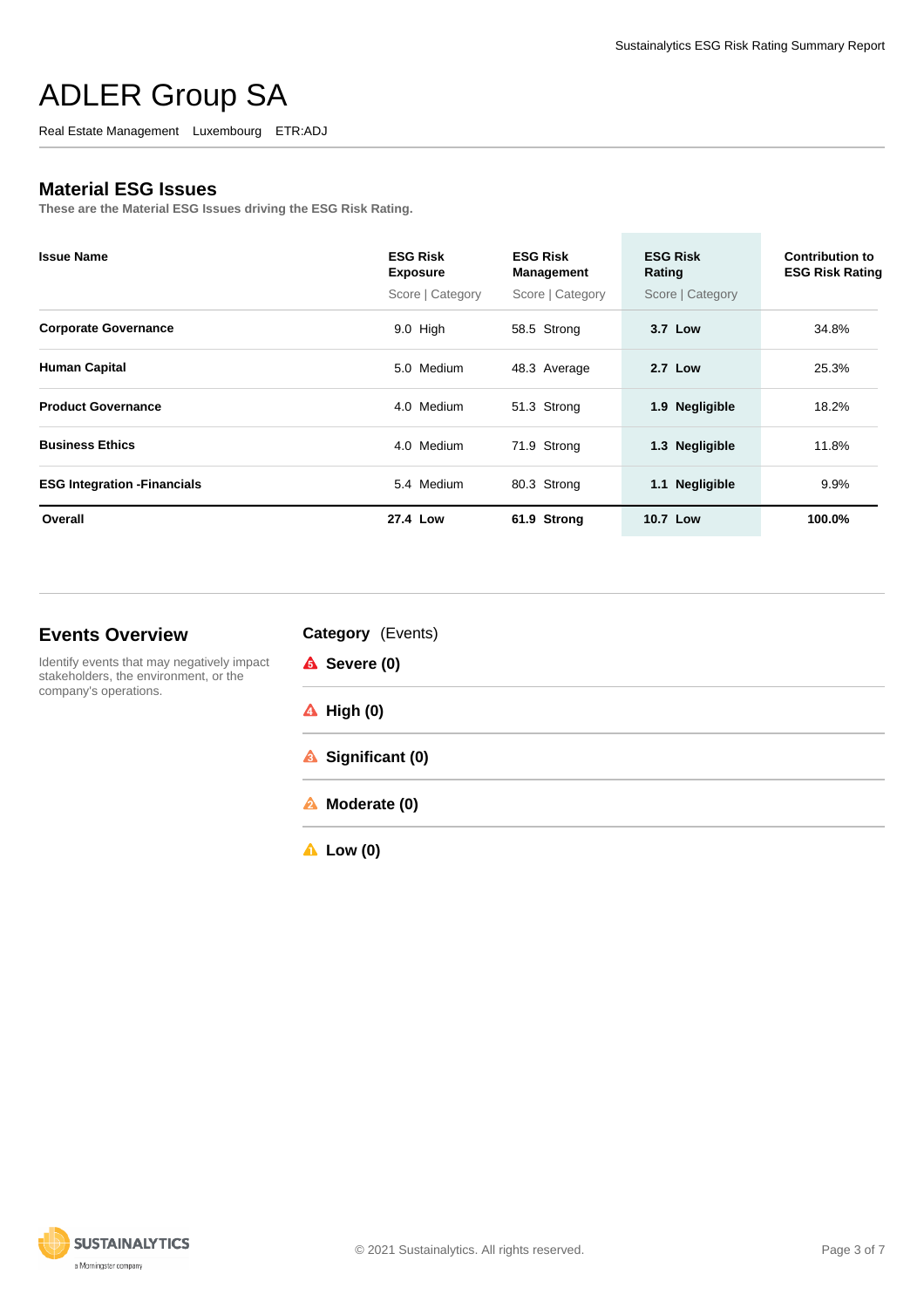# ADLER Group SA

Real Estate Management   Luxembourg   ETR:ADJ

## Material ESG Issues

These are the Material ESG Issues driving the ESG Risk Rating.

| Issue Name | ESG Risk Exposure<br>Score \| Category | ESG Risk Management<br>Score \| Category | ESG Risk Rating<br>Score \| Category | Contribution to ESG Risk Rating |
|---|---|---|---|---|
| **Corporate Governance** | 9.0 High | 58.5 Strong | **3.7 Low** | 34.8% |
| **Human Capital** | 5.0 Medium | 48.3 Average | **2.7 Low** | 25.3% |
| **Product Governance** | 4.0 Medium | 51.3 Strong | **1.9 Negligible** | 18.2% |
| **Business Ethics** | 4.0 Medium | 71.9 Strong | **1.3 Negligible** | 11.8% |
| **ESG Integration -Financials** | 5.4 Medium | 80.3 Strong | **1.1 Negligible** | 9.9% |
| **Overall** | **27.4 Low** | **61.9 Strong** | **10.7 Low** | **100.0%** |

## Events Overview

Identify events that may negatively impact stakeholders, the environment, or the company's operations.

**Category** (Events)

- **Severe (0)**
- **High (0)**
- **Significant (0)**
- **Moderate (0)**
- **Low (0)**

© 2021 Sustainalytics. All rights reserved.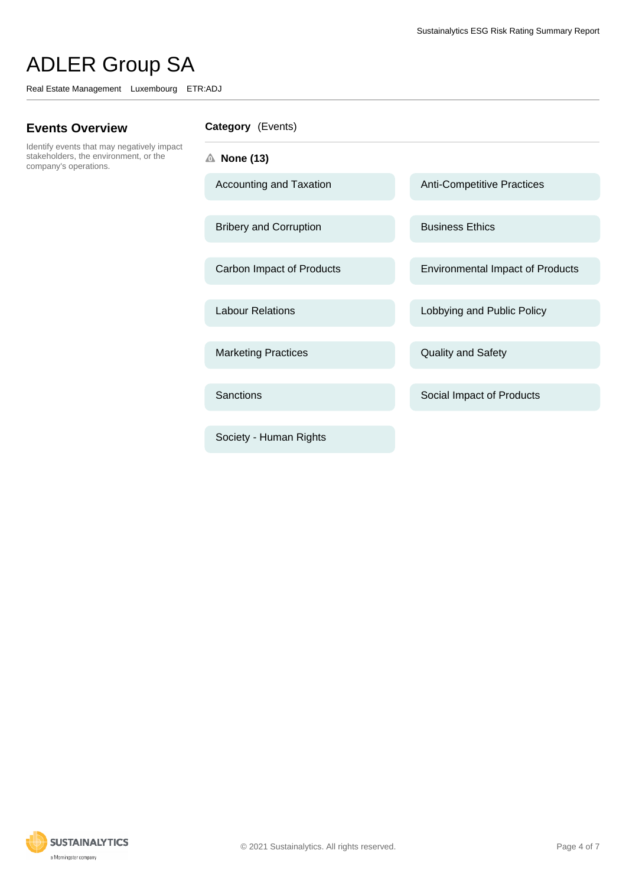# ADLER Group SA

Real Estate Management Luxembourg ETR:ADJ

## Events Overview

Identify events that may negatively impact stakeholders, the environment, or the company's operations.

**Category** (Events)

**None (13)**

- Accounting and Taxation
- Anti-Competitive Practices
- Bribery and Corruption
- Business Ethics
- Carbon Impact of Products
- Environmental Impact of Products
- Labour Relations
- Lobbying and Public Policy
- Marketing Practices
- Quality and Safety
- Sanctions
- Social Impact of Products
- Society - Human Rights

© 2021 Sustainalytics. All rights reserved.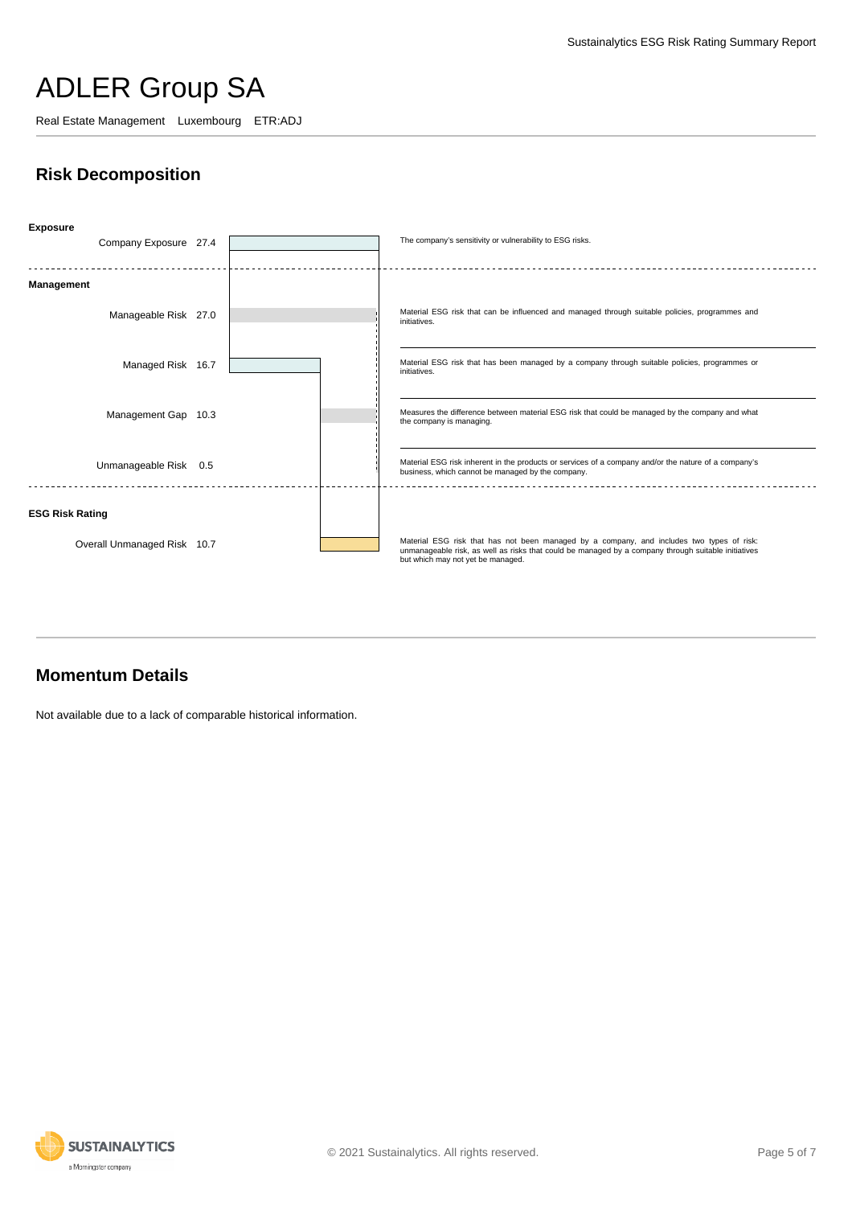# ADLER Group SA

Real Estate Management Luxembourg ETR:ADJ

## Risk Decomposition

| | Value | Description |
|---|---|---|
| **Exposure** | | |
| Company Exposure | 27.4 | The company's sensitivity or vulnerability to ESG risks. |
| **Management** | | |
| Manageable Risk | 27.0 | Material ESG risk that can be influenced and managed through suitable policies, programmes and initiatives. |
| Managed Risk | 16.7 | Material ESG risk that has been managed by a company through suitable policies, programmes or initiatives. |
| Management Gap | 10.3 | Measures the difference between material ESG risk that could be managed by the company and what the company is managing. |
| Unmanageable Risk | 0.5 | Material ESG risk inherent in the products or services of a company and/or the nature of a company's business, which cannot be managed by the company. |
| **ESG Risk Rating** | | |
| Overall Unmanaged Risk | 10.7 | Material ESG risk that has not been managed by a company, and includes two types of risk: unmanageable risk, as well as risks that could be managed by a company through suitable initiatives but which may not yet be managed. |

## Momentum Details

Not available due to a lack of comparable historical information.

© 2021 Sustainalytics. All rights reserved.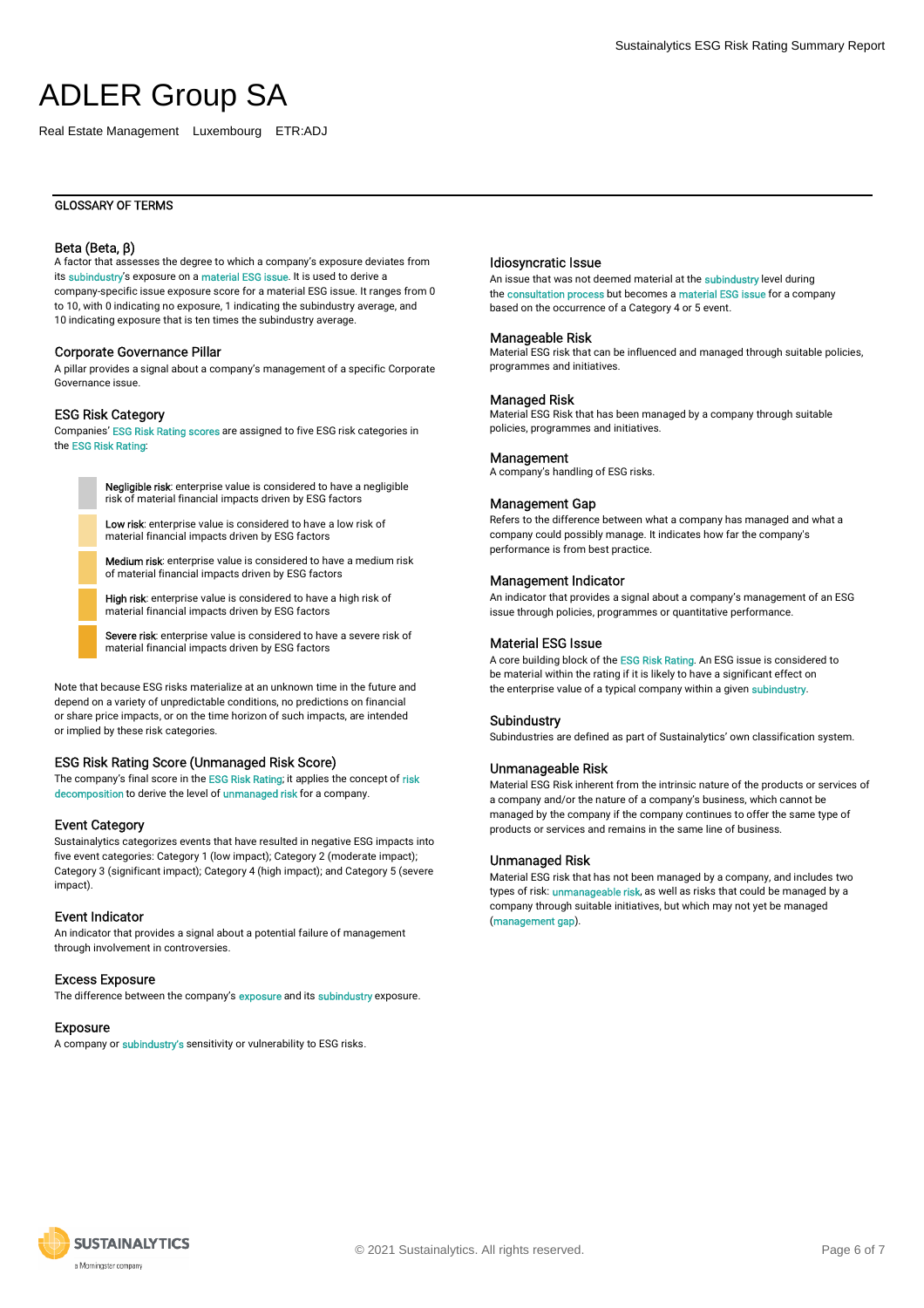# ADLER Group SA

Real Estate Management Luxembourg ETR:ADJ

## GLOSSARY OF TERMS

### Beta (Beta, β)

A factor that assesses the degree to which a company's exposure deviates from its subindustry's exposure on a material ESG issue. It is used to derive a company-specific issue exposure score for a material ESG issue. It ranges from 0 to 10, with 0 indicating no exposure, 1 indicating the subindustry average, and 10 indicating exposure that is ten times the subindustry average.

### Corporate Governance Pillar

A pillar provides a signal about a company's management of a specific Corporate Governance issue.

### ESG Risk Category

Companies' ESG Risk Rating scores are assigned to five ESG risk categories in the ESG Risk Rating:

- **Negligible risk**: enterprise value is considered to have a negligible risk of material financial impacts driven by ESG factors
- **Low risk**: enterprise value is considered to have a low risk of material financial impacts driven by ESG factors
- **Medium risk**: enterprise value is considered to have a medium risk of material financial impacts driven by ESG factors
- **High risk**: enterprise value is considered to have a high risk of material financial impacts driven by ESG factors
- **Severe risk**: enterprise value is considered to have a severe risk of material financial impacts driven by ESG factors

Note that because ESG risks materialize at an unknown time in the future and depend on a variety of unpredictable conditions, no predictions on financial or share price impacts, or on the time horizon of such impacts, are intended or implied by these risk categories.

### ESG Risk Rating Score (Unmanaged Risk Score)

The company's final score in the ESG Risk Rating; it applies the concept of risk decomposition to derive the level of unmanaged risk for a company.

### Event Category

Sustainalytics categorizes events that have resulted in negative ESG impacts into five event categories: Category 1 (low impact); Category 2 (moderate impact); Category 3 (significant impact); Category 4 (high impact); and Category 5 (severe impact).

### Event Indicator

An indicator that provides a signal about a potential failure of management through involvement in controversies.

### Excess Exposure

The difference between the company's exposure and its subindustry exposure.

### Exposure

A company or subindustry's sensitivity or vulnerability to ESG risks.

### Idiosyncratic Issue

An issue that was not deemed material at the subindustry level during the consultation process but becomes a material ESG issue for a company based on the occurrence of a Category 4 or 5 event.

### Manageable Risk

Material ESG risk that can be influenced and managed through suitable policies, programmes and initiatives.

### Managed Risk

Material ESG Risk that has been managed by a company through suitable policies, programmes and initiatives.

### Management

A company's handling of ESG risks.

### Management Gap

Refers to the difference between what a company has managed and what a company could possibly manage. It indicates how far the company's performance is from best practice.

### Management Indicator

An indicator that provides a signal about a company's management of an ESG issue through policies, programmes or quantitative performance.

### Material ESG Issue

A core building block of the ESG Risk Rating. An ESG issue is considered to be material within the rating if it is likely to have a significant effect on the enterprise value of a typical company within a given subindustry.

### Subindustry

Subindustries are defined as part of Sustainalytics' own classification system.

### Unmanageable Risk

Material ESG Risk inherent from the intrinsic nature of the products or services of a company and/or the nature of a company's business, which cannot be managed by the company if the company continues to offer the same type of products or services and remains in the same line of business.

### Unmanaged Risk

Material ESG risk that has not been managed by a company, and includes two types of risk: unmanageable risk, as well as risks that could be managed by a company through suitable initiatives, but which may not yet be managed (management gap).

© 2021 Sustainalytics. All rights reserved.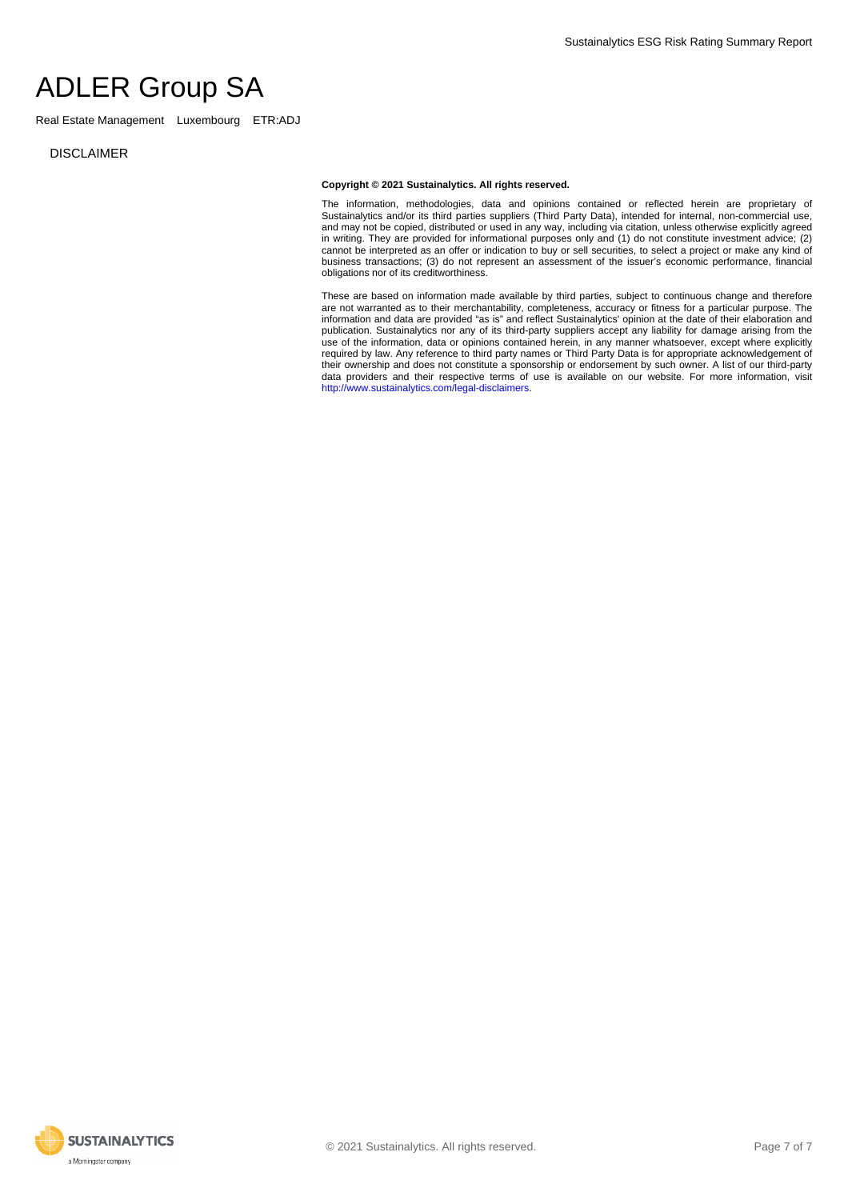# ADLER Group SA

Real Estate Management Luxembourg ETR:ADJ

## DISCLAIMER

**Copyright © 2021 Sustainalytics. All rights reserved.**

The information, methodologies, data and opinions contained or reflected herein are proprietary of Sustainalytics and/or its third parties suppliers (Third Party Data), intended for internal, non-commercial use, and may not be copied, distributed or used in any way, including via citation, unless otherwise explicitly agreed in writing. They are provided for informational purposes only and (1) do not constitute investment advice; (2) cannot be interpreted as an offer or indication to buy or sell securities, to select a project or make any kind of business transactions; (3) do not represent an assessment of the issuer's economic performance, financial obligations nor of its creditworthiness.

These are based on information made available by third parties, subject to continuous change and therefore are not warranted as to their merchantability, completeness, accuracy or fitness for a particular purpose. The information and data are provided "as is" and reflect Sustainalytics' opinion at the date of their elaboration and publication. Sustainalytics nor any of its third-party suppliers accept any liability for damage arising from the use of the information, data or opinions contained herein, in any manner whatsoever, except where explicitly required by law. Any reference to third party names or Third Party Data is for appropriate acknowledgement of their ownership and does not constitute a sponsorship or endorsement by such owner. A list of our third-party data providers and their respective terms of use is available on our website. For more information, visit http://www.sustainalytics.com/legal-disclaimers.